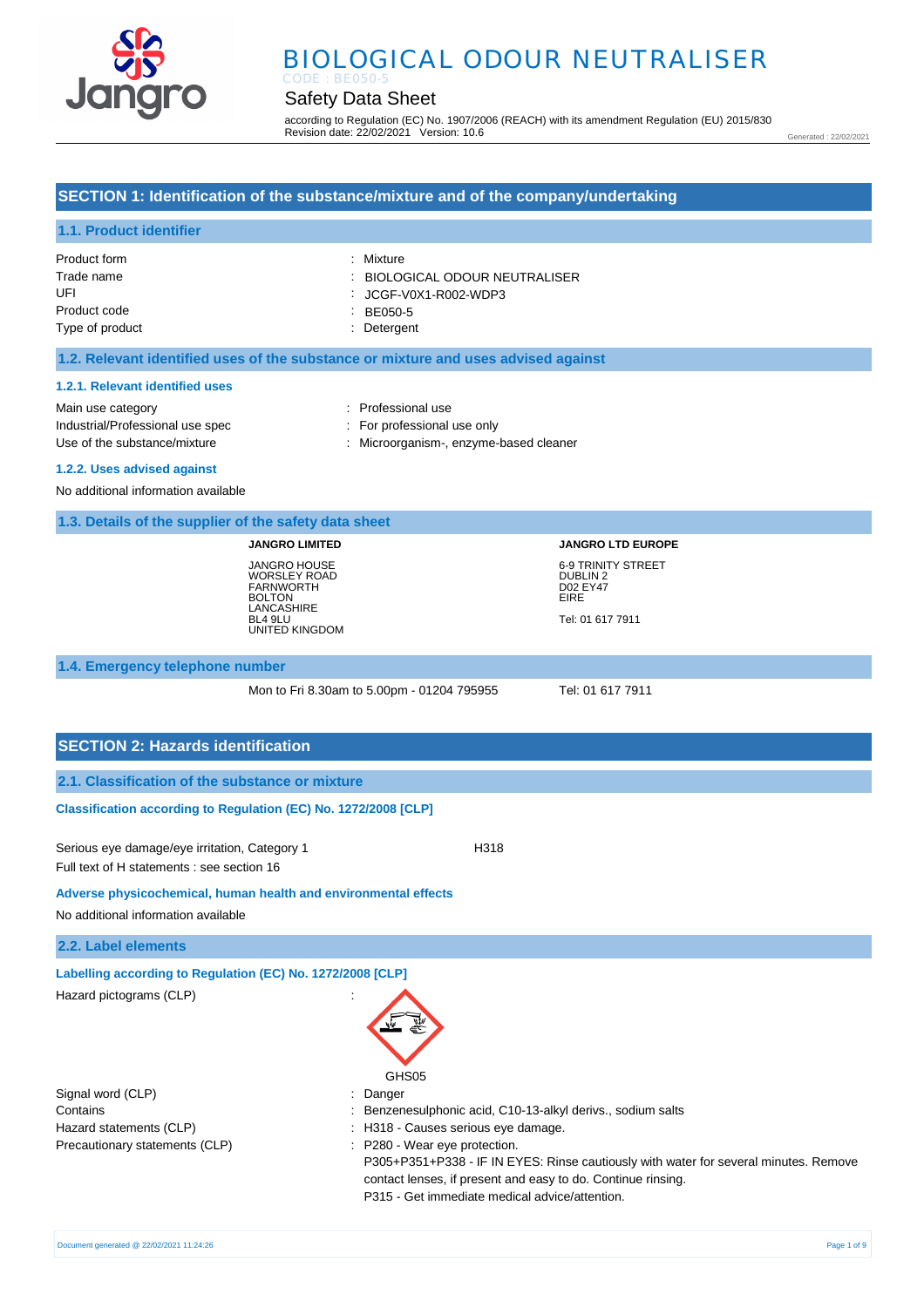# BIOLOGICAL ODOUR NEUTRALISER

CODE : BE050-5

## Safety Data Sheet

according to Regulation (EC) No. 1907/2006 (REACH) with its amendment Regulation (EU) 2015/830
Revision date: 22/02/2021 Version: 10.6

Generated : 22/02/2021

## SECTION 1: Identification of the substance/mixture and of the company/undertaking

### 1.1. Product identifier

| | |
|---|---|
| Product form | : Mixture |
| Trade name | : BIOLOGICAL ODOUR NEUTRALISER |
| UFI | : JCGF-V0X1-R002-WDP3 |
| Product code | : BE050-5 |
| Type of product | : Detergent |

### 1.2. Relevant identified uses of the substance or mixture and uses advised against

#### 1.2.1. Relevant identified uses

| | |
|---|---|
| Main use category | : Professional use |
| Industrial/Professional use spec | : For professional use only |
| Use of the substance/mixture | : Microorganism-, enzyme-based cleaner |

#### 1.2.2. Uses advised against

No additional information available

### 1.3. Details of the supplier of the safety data sheet

**JANGRO LIMITED**

JANGRO HOUSE
WORSLEY ROAD
FARNWORTH
BOLTON
LANCASHIRE
BL4 9LU
UNITED KINGDOM

**JANGRO LTD EUROPE**

6-9 TRINITY STREET
DUBLIN 2
D02 EY47
EIRE

Tel: 01 617 7911

### 1.4. Emergency telephone number

Mon to Fri 8.30am to 5.00pm - 01204 795955

Tel: 01 617 7911

## SECTION 2: Hazards identification

### 2.1. Classification of the substance or mixture

**Classification according to Regulation (EC) No. 1272/2008 [CLP]**

Serious eye damage/eye irritation, Category 1 H318

Full text of H statements : see section 16

**Adverse physicochemical, human health and environmental effects**

No additional information available

### 2.2. Label elements

**Labelling according to Regulation (EC) No. 1272/2008 [CLP]**

Hazard pictograms (CLP) :

GHS05

| | |
|---|---|
| Signal word (CLP) | : Danger |
| Contains | : Benzenesulphonic acid, C10-13-alkyl derivs., sodium salts |
| Hazard statements (CLP) | : H318 - Causes serious eye damage. |
| Precautionary statements (CLP) | : P280 - Wear eye protection.<br>P305+P351+P338 - IF IN EYES: Rinse cautiously with water for several minutes. Remove contact lenses, if present and easy to do. Continue rinsing.<br>P315 - Get immediate medical advice/attention. |

Document generated @ 22/02/2021 11:24:26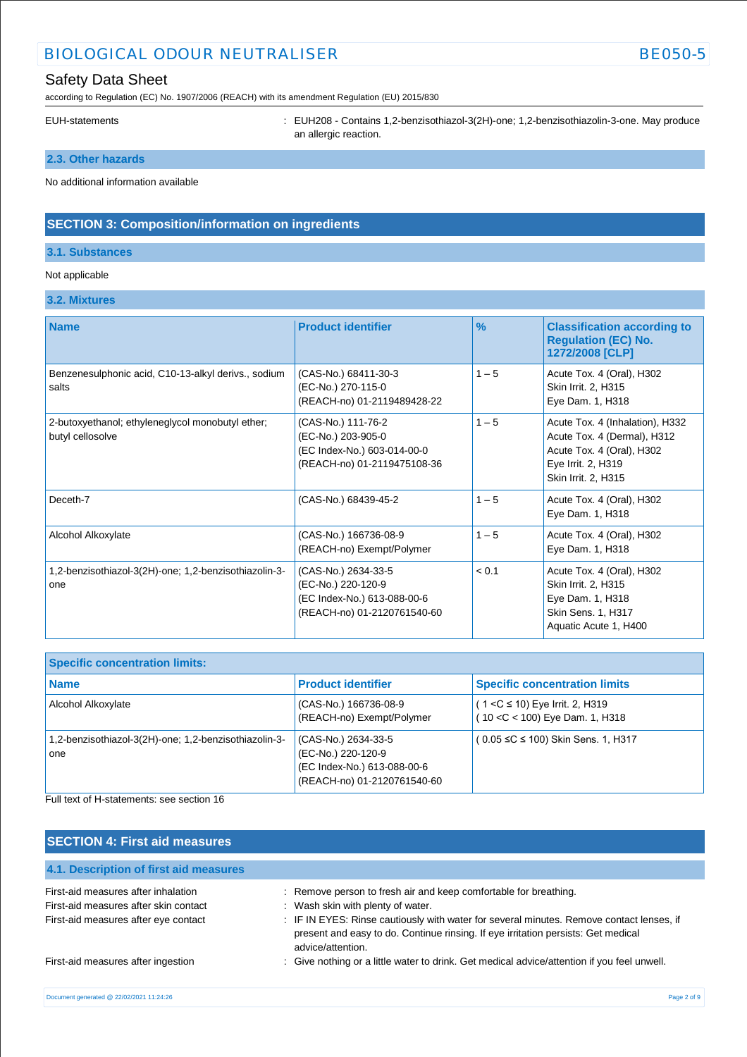EUH-statements : EUH208 - Contains 1,2-benzisothiazol-3(2H)-one; 1,2-benzisothiazolin-3-one. May produce an allergic reaction.

### 2.3. Other hazards

No additional information available

## SECTION 3: Composition/information on ingredients

### 3.1. Substances

Not applicable

### 3.2. Mixtures

| Name | Product identifier | % | Classification according to Regulation (EC) No. 1272/2008 [CLP] |
|---|---|---|---|
| Benzenesulphonic acid, C10-13-alkyl derivs., sodium salts | (CAS-No.) 68411-30-3<br>(EC-No.) 270-115-0<br>(REACH-no) 01-2119489428-22 | 1 – 5 | Acute Tox. 4 (Oral), H302<br>Skin Irrit. 2, H315<br>Eye Dam. 1, H318 |
| 2-butoxyethanol; ethyleneglycol monobutyl ether; butyl cellosolve | (CAS-No.) 111-76-2<br>(EC-No.) 203-905-0<br>(EC Index-No.) 603-014-00-0<br>(REACH-no) 01-2119475108-36 | 1 – 5 | Acute Tox. 4 (Inhalation), H332<br>Acute Tox. 4 (Dermal), H312<br>Acute Tox. 4 (Oral), H302<br>Eye Irrit. 2, H319<br>Skin Irrit. 2, H315 |
| Deceth-7 | (CAS-No.) 68439-45-2 | 1 – 5 | Acute Tox. 4 (Oral), H302<br>Eye Dam. 1, H318 |
| Alcohol Alkoxylate | (CAS-No.) 166736-08-9<br>(REACH-no) Exempt/Polymer | 1 – 5 | Acute Tox. 4 (Oral), H302<br>Eye Dam. 1, H318 |
| 1,2-benzisothiazol-3(2H)-one; 1,2-benzisothiazolin-3-one | (CAS-No.) 2634-33-5<br>(EC-No.) 220-120-9<br>(EC Index-No.) 613-088-00-6<br>(REACH-no) 01-2120761540-60 | < 0.1 | Acute Tox. 4 (Oral), H302<br>Skin Irrit. 2, H315<br>Eye Dam. 1, H318<br>Skin Sens. 1, H317<br>Aquatic Acute 1, H400 |

| Specific concentration limits: | | |
|---|---|---|
| **Name** | **Product identifier** | **Specific concentration limits** |
| Alcohol Alkoxylate | (CAS-No.) 166736-08-9<br>(REACH-no) Exempt/Polymer | ( 1 <C ≤ 10) Eye Irrit. 2, H319<br>( 10 <C < 100) Eye Dam. 1, H318 |
| 1,2-benzisothiazol-3(2H)-one; 1,2-benzisothiazolin-3-one | (CAS-No.) 2634-33-5<br>(EC-No.) 220-120-9<br>(EC Index-No.) 613-088-00-6<br>(REACH-no) 01-2120761540-60 | ( 0.05 ≤C ≤ 100) Skin Sens. 1, H317 |

Full text of H-statements: see section 16

## SECTION 4: First aid measures

### 4.1. Description of first aid measures

First-aid measures after inhalation : Remove person to fresh air and keep comfortable for breathing.

First-aid measures after skin contact : Wash skin with plenty of water.

First-aid measures after eye contact : IF IN EYES: Rinse cautiously with water for several minutes. Remove contact lenses, if present and easy to do. Continue rinsing. If eye irritation persists: Get medical advice/attention.

First-aid measures after ingestion : Give nothing or a little water to drink. Get medical advice/attention if you feel unwell.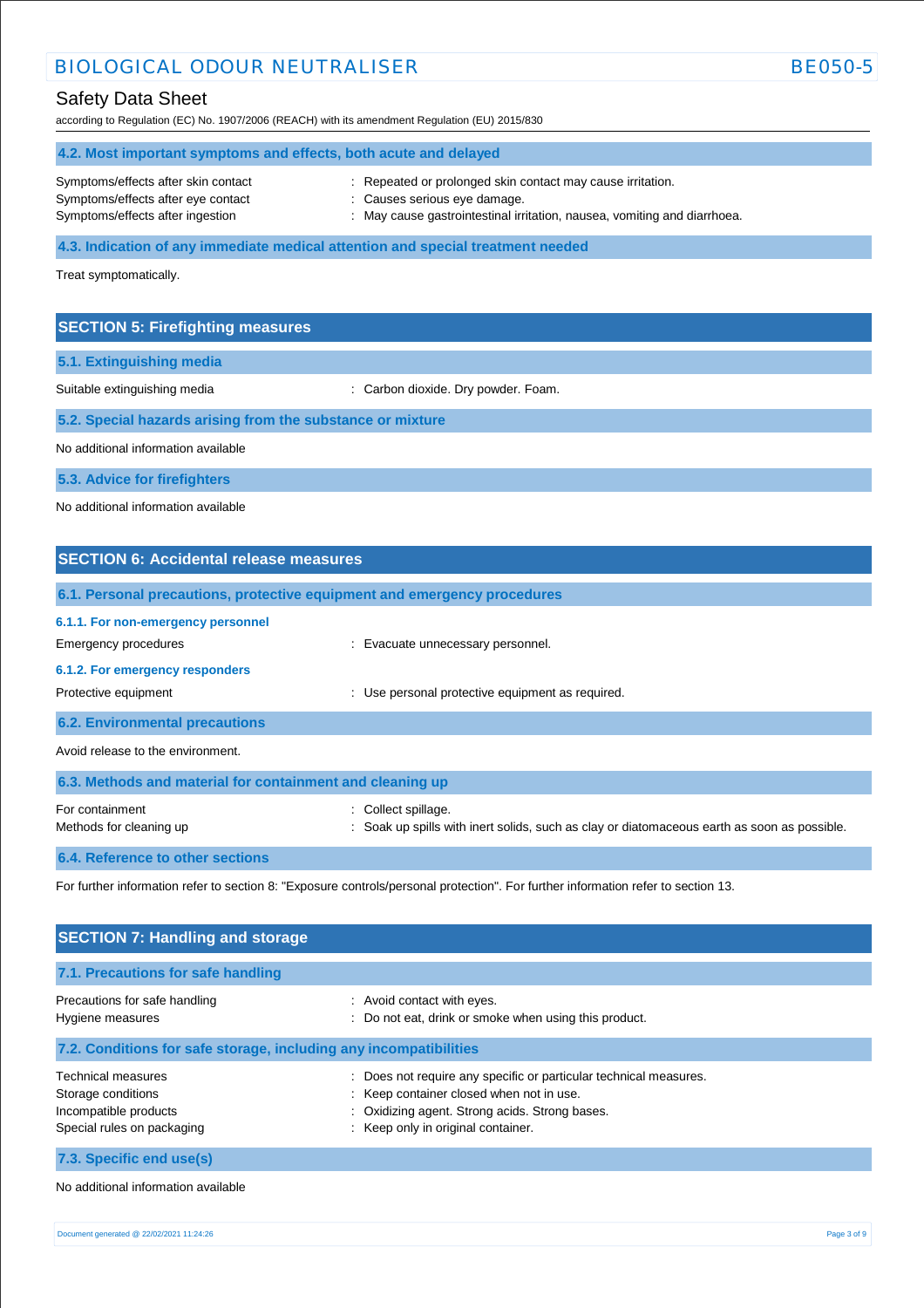### 4.2. Most important symptoms and effects, both acute and delayed

| | |
|---|---|
| Symptoms/effects after skin contact | : Repeated or prolonged skin contact may cause irritation. |
| Symptoms/effects after eye contact | : Causes serious eye damage. |
| Symptoms/effects after ingestion | : May cause gastrointestinal irritation, nausea, vomiting and diarrhoea. |

### 4.3. Indication of any immediate medical attention and special treatment needed

Treat symptomatically.

## SECTION 5: Firefighting measures

### 5.1. Extinguishing media

| | |
|---|---|
| Suitable extinguishing media | : Carbon dioxide. Dry powder. Foam. |

### 5.2. Special hazards arising from the substance or mixture

No additional information available

### 5.3. Advice for firefighters

No additional information available

## SECTION 6: Accidental release measures

### 6.1. Personal precautions, protective equipment and emergency procedures

#### 6.1.1. For non-emergency personnel

| | |
|---|---|
| Emergency procedures | : Evacuate unnecessary personnel. |

#### 6.1.2. For emergency responders

| | |
|---|---|
| Protective equipment | : Use personal protective equipment as required. |

### 6.2. Environmental precautions

Avoid release to the environment.

### 6.3. Methods and material for containment and cleaning up

| | |
|---|---|
| For containment | : Collect spillage. |
| Methods for cleaning up | : Soak up spills with inert solids, such as clay or diatomaceous earth as soon as possible. |

### 6.4. Reference to other sections

For further information refer to section 8: "Exposure controls/personal protection". For further information refer to section 13.

## SECTION 7: Handling and storage

### 7.1. Precautions for safe handling

| | |
|---|---|
| Precautions for safe handling | : Avoid contact with eyes. |
| Hygiene measures | : Do not eat, drink or smoke when using this product. |

### 7.2. Conditions for safe storage, including any incompatibilities

| | |
|---|---|
| Technical measures | : Does not require any specific or particular technical measures. |
| Storage conditions | : Keep container closed when not in use. |
| Incompatible products | : Oxidizing agent. Strong acids. Strong bases. |
| Special rules on packaging | : Keep only in original container. |

### 7.3. Specific end use(s)

No additional information available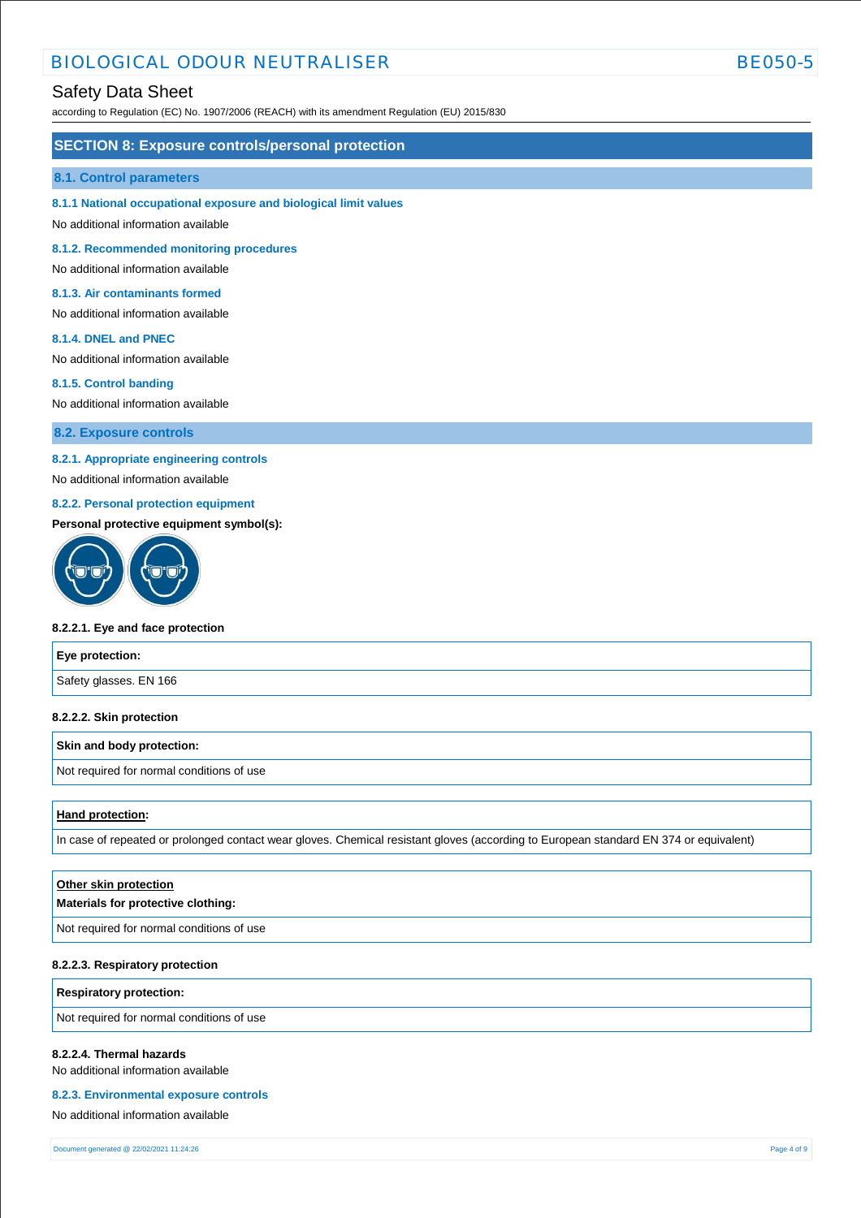## SECTION 8: Exposure controls/personal protection

### 8.1. Control parameters

#### 8.1.1 National occupational exposure and biological limit values

No additional information available

#### 8.1.2. Recommended monitoring procedures

No additional information available

#### 8.1.3. Air contaminants formed

No additional information available

#### 8.1.4. DNEL and PNEC

No additional information available

#### 8.1.5. Control banding

No additional information available

### 8.2. Exposure controls

#### 8.2.1. Appropriate engineering controls

No additional information available

#### 8.2.2. Personal protection equipment

**Personal protective equipment symbol(s):**

**8.2.2.1. Eye and face protection**

| Eye protection: |
|---|
| Safety glasses. EN 166 |

**8.2.2.2. Skin protection**

| Skin and body protection: |
|---|
| Not required for normal conditions of use |

| Hand protection: |
|---|
| In case of repeated or prolonged contact wear gloves. Chemical resistant gloves (according to European standard EN 374 or equivalent) |

| Other skin protection<br>Materials for protective clothing: |
|---|
| Not required for normal conditions of use |

**8.2.2.3. Respiratory protection**

| Respiratory protection: |
|---|
| Not required for normal conditions of use |

**8.2.2.4. Thermal hazards**

No additional information available

#### 8.2.3. Environmental exposure controls

No additional information available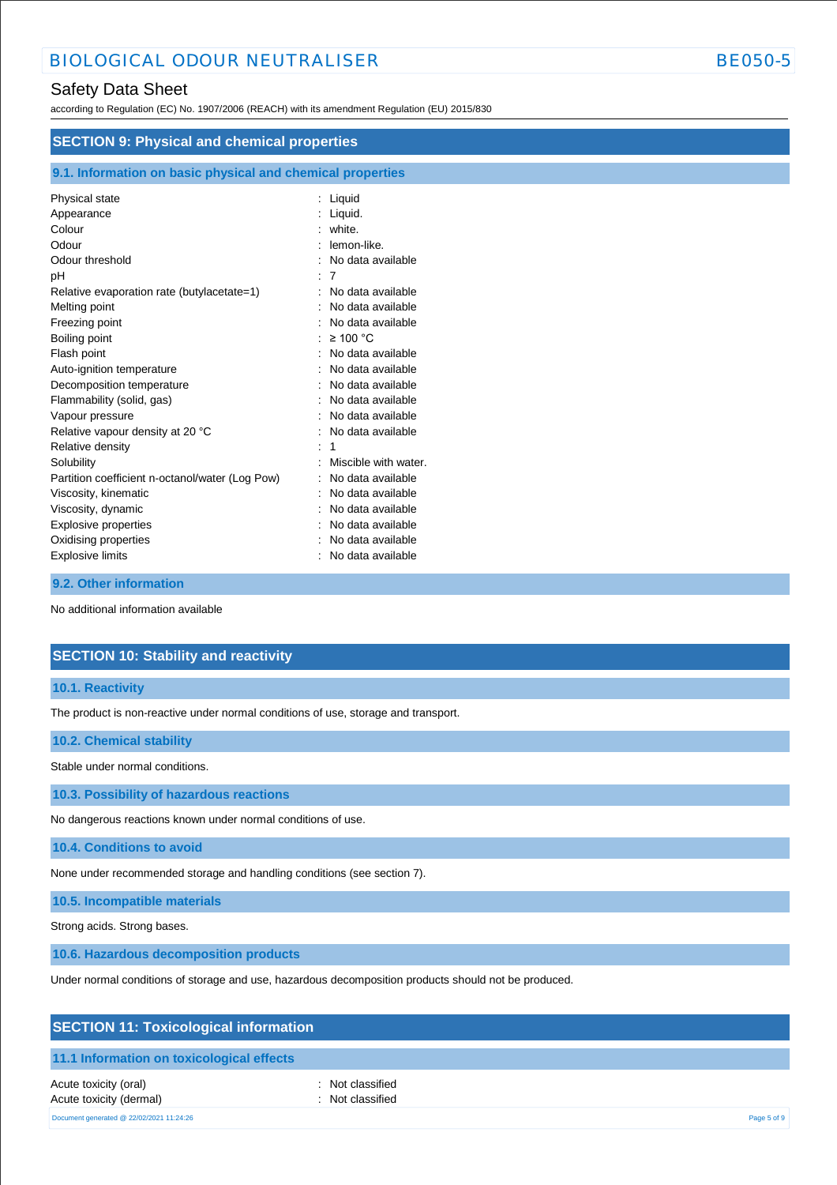## SECTION 9: Physical and chemical properties

### 9.1. Information on basic physical and chemical properties

| | |
|---|---|
| Physical state | : Liquid |
| Appearance | : Liquid. |
| Colour | : white. |
| Odour | : lemon-like. |
| Odour threshold | : No data available |
| pH | : 7 |
| Relative evaporation rate (butylacetate=1) | : No data available |
| Melting point | : No data available |
| Freezing point | : No data available |
| Boiling point | : ≥ 100 °C |
| Flash point | : No data available |
| Auto-ignition temperature | : No data available |
| Decomposition temperature | : No data available |
| Flammability (solid, gas) | : No data available |
| Vapour pressure | : No data available |
| Relative vapour density at 20 °C | : No data available |
| Relative density | : 1 |
| Solubility | : Miscible with water. |
| Partition coefficient n-octanol/water (Log Pow) | : No data available |
| Viscosity, kinematic | : No data available |
| Viscosity, dynamic | : No data available |
| Explosive properties | : No data available |
| Oxidising properties | : No data available |
| Explosive limits | : No data available |

### 9.2. Other information

No additional information available

## SECTION 10: Stability and reactivity

### 10.1. Reactivity

The product is non-reactive under normal conditions of use, storage and transport.

### 10.2. Chemical stability

Stable under normal conditions.

### 10.3. Possibility of hazardous reactions

No dangerous reactions known under normal conditions of use.

### 10.4. Conditions to avoid

None under recommended storage and handling conditions (see section 7).

### 10.5. Incompatible materials

Strong acids. Strong bases.

### 10.6. Hazardous decomposition products

Under normal conditions of storage and use, hazardous decomposition products should not be produced.

## SECTION 11: Toxicological information

### 11.1 Information on toxicological effects

| | |
|---|---|
| Acute toxicity (oral) | : Not classified |
| Acute toxicity (dermal) | : Not classified |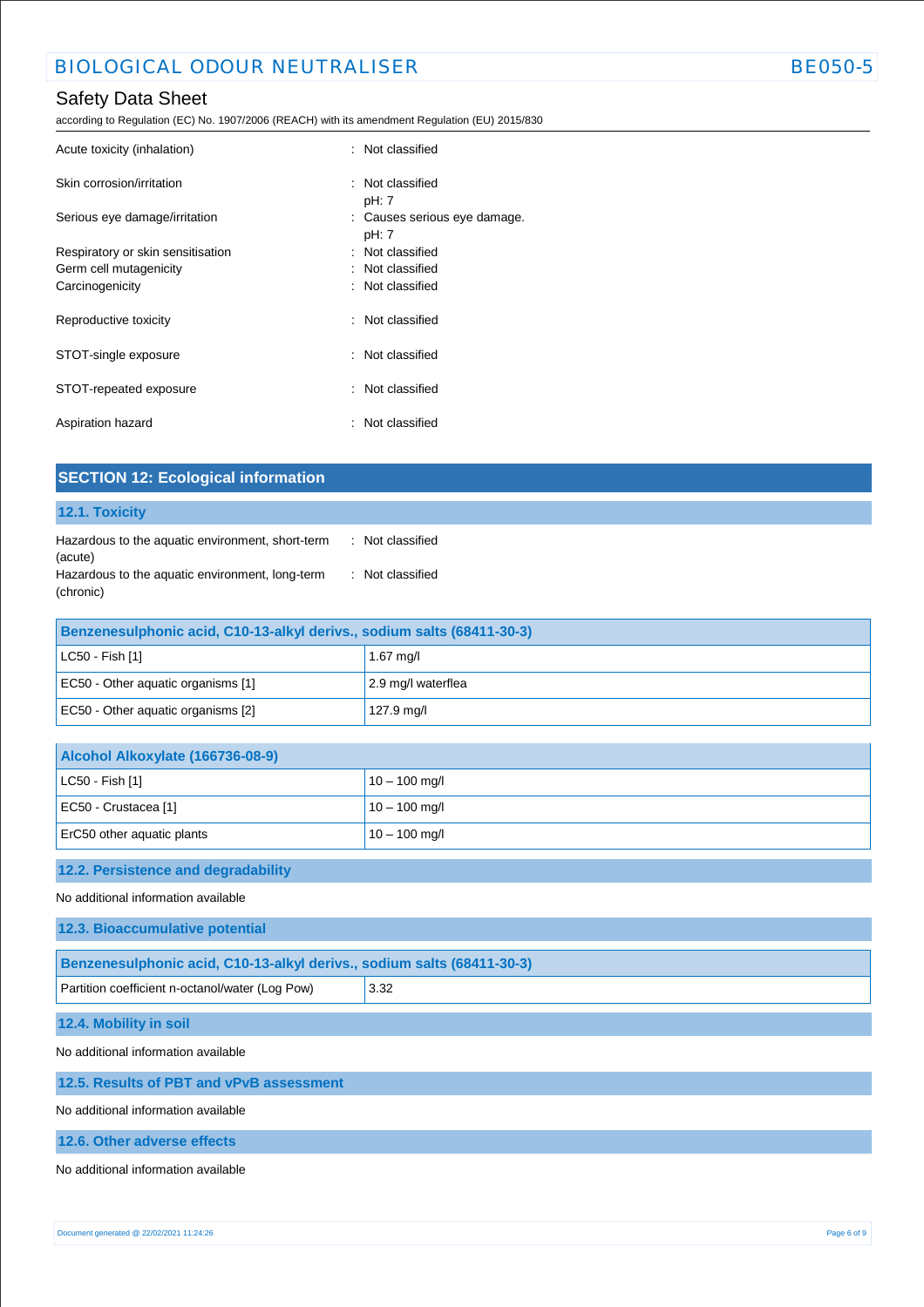| | | |
|---|---|---|
| Acute toxicity (inhalation) | : | Not classified |
| Skin corrosion/irritation | : | Not classified<br>pH: 7 |
| Serious eye damage/irritation | : | Causes serious eye damage.<br>pH: 7 |
| Respiratory or skin sensitisation | : | Not classified |
| Germ cell mutagenicity | : | Not classified |
| Carcinogenicity | : | Not classified |
| Reproductive toxicity | : | Not classified |
| STOT-single exposure | : | Not classified |
| STOT-repeated exposure | : | Not classified |
| Aspiration hazard | : | Not classified |

## SECTION 12: Ecological information

### 12.1. Toxicity

| | | |
|---|---|---|
| Hazardous to the aquatic environment, short-term (acute) | : | Not classified |
| Hazardous to the aquatic environment, long-term (chronic) | : | Not classified |

| Benzenesulphonic acid, C10-13-alkyl derivs., sodium salts (68411-30-3) | |
|---|---|
| LC50 - Fish [1] | 1.67 mg/l |
| EC50 - Other aquatic organisms [1] | 2.9 mg/l waterflea |
| EC50 - Other aquatic organisms [2] | 127.9 mg/l |

| Alcohol Alkoxylate (166736-08-9) | |
|---|---|
| LC50 - Fish [1] | 10 – 100 mg/l |
| EC50 - Crustacea [1] | 10 – 100 mg/l |
| ErC50 other aquatic plants | 10 – 100 mg/l |

### 12.2. Persistence and degradability

No additional information available

### 12.3. Bioaccumulative potential

| Benzenesulphonic acid, C10-13-alkyl derivs., sodium salts (68411-30-3) | |
|---|---|
| Partition coefficient n-octanol/water (Log Pow) | 3.32 |

### 12.4. Mobility in soil

No additional information available

### 12.5. Results of PBT and vPvB assessment

No additional information available

### 12.6. Other adverse effects

No additional information available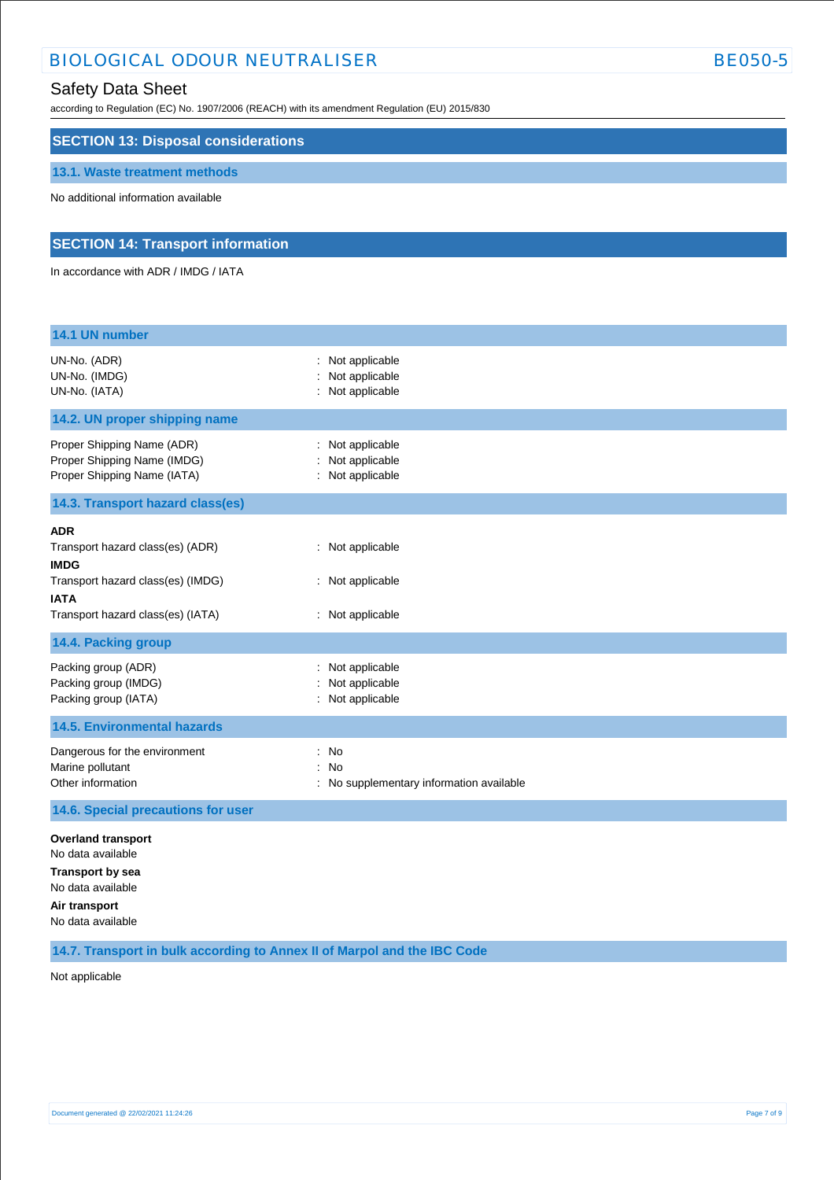## SECTION 13: Disposal considerations

### 13.1. Waste treatment methods

No additional information available

## SECTION 14: Transport information

In accordance with ADR / IMDG / IATA

### 14.1 UN number

| | |
|---|---|
| UN-No. (ADR) | : Not applicable |
| UN-No. (IMDG) | : Not applicable |
| UN-No. (IATA) | : Not applicable |

### 14.2. UN proper shipping name

| | |
|---|---|
| Proper Shipping Name (ADR) | : Not applicable |
| Proper Shipping Name (IMDG) | : Not applicable |
| Proper Shipping Name (IATA) | : Not applicable |

### 14.3. Transport hazard class(es)

**ADR**

| | |
|---|---|
| Transport hazard class(es) (ADR) | : Not applicable |

**IMDG**

| | |
|---|---|
| Transport hazard class(es) (IMDG) | : Not applicable |

**IATA**

| | |
|---|---|
| Transport hazard class(es) (IATA) | : Not applicable |

### 14.4. Packing group

| | |
|---|---|
| Packing group (ADR) | : Not applicable |
| Packing group (IMDG) | : Not applicable |
| Packing group (IATA) | : Not applicable |

### 14.5. Environmental hazards

| | |
|---|---|
| Dangerous for the environment | : No |
| Marine pollutant | : No |
| Other information | : No supplementary information available |

### 14.6. Special precautions for user

**Overland transport**

No data available

**Transport by sea**

No data available

**Air transport**

No data available

### 14.7. Transport in bulk according to Annex II of Marpol and the IBC Code

Not applicable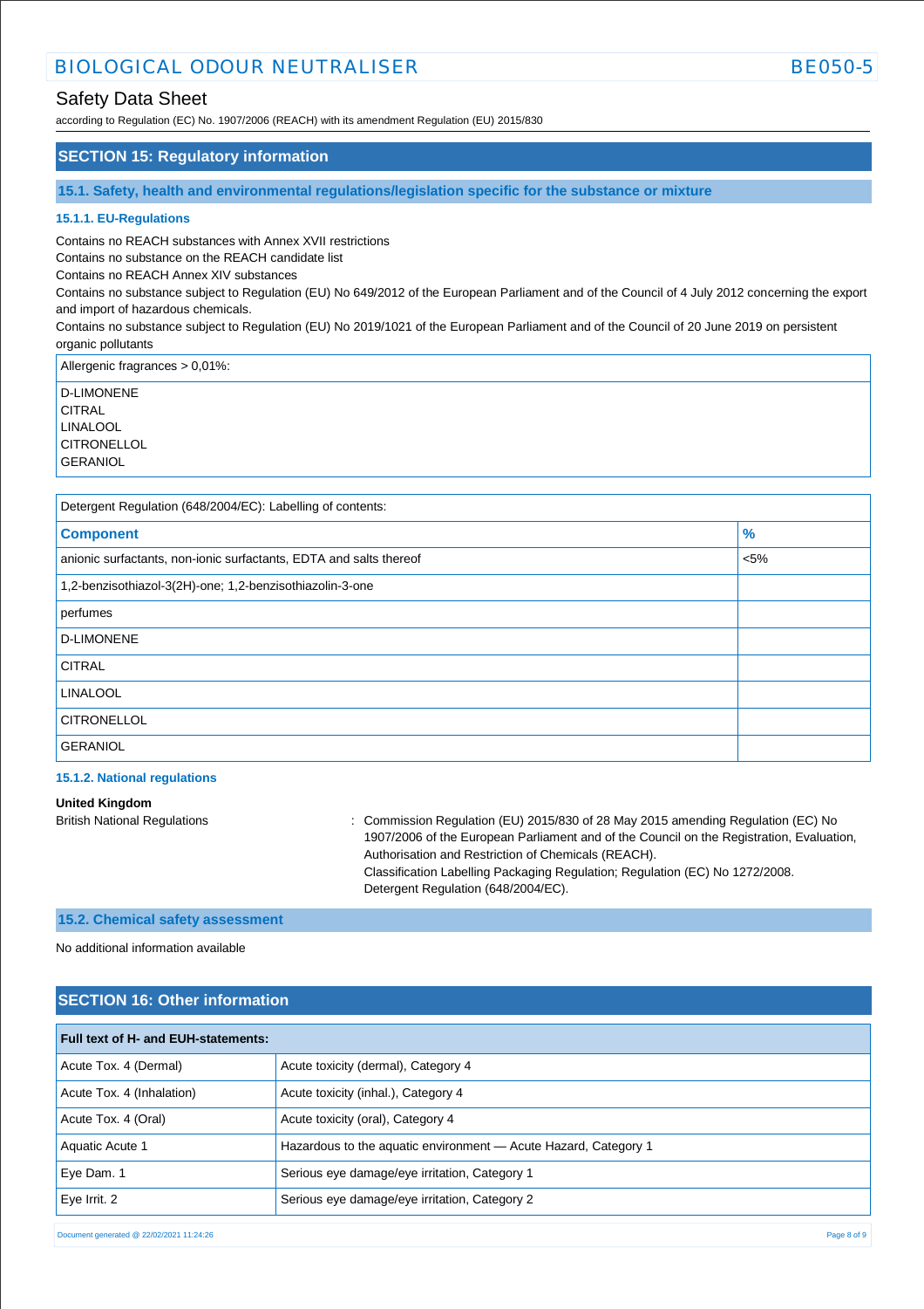## SECTION 15: Regulatory information

### 15.1. Safety, health and environmental regulations/legislation specific for the substance or mixture

#### 15.1.1. EU-Regulations

Contains no REACH substances with Annex XVII restrictions
Contains no substance on the REACH candidate list
Contains no REACH Annex XIV substances
Contains no substance subject to Regulation (EU) No 649/2012 of the European Parliament and of the Council of 4 July 2012 concerning the export and import of hazardous chemicals.
Contains no substance subject to Regulation (EU) No 2019/1021 of the European Parliament and of the Council of 20 June 2019 on persistent organic pollutants

| Allergenic fragrances > 0,01%: |
|---|
| D-LIMONENE<br>CITRAL<br>LINALOOL<br>CITRONELLOL<br>GERANIOL |

| Detergent Regulation (648/2004/EC): Labelling of contents: | |
|---|---|
| **Component** | **%** |
| anionic surfactants, non-ionic surfactants, EDTA and salts thereof | <5% |
| 1,2-benzisothiazol-3(2H)-one; 1,2-benzisothiazolin-3-one | |
| perfumes | |
| D-LIMONENE | |
| CITRAL | |
| LINALOOL | |
| CITRONELLOL | |
| GERANIOL | |

#### 15.1.2. National regulations

**United Kingdom**

British National Regulations : Commission Regulation (EU) 2015/830 of 28 May 2015 amending Regulation (EC) No 1907/2006 of the European Parliament and of the Council on the Registration, Evaluation, Authorisation and Restriction of Chemicals (REACH).
Classification Labelling Packaging Regulation; Regulation (EC) No 1272/2008.
Detergent Regulation (648/2004/EC).

### 15.2. Chemical safety assessment

No additional information available

## SECTION 16: Other information

| Full text of H- and EUH-statements: | |
|---|---|
| Acute Tox. 4 (Dermal) | Acute toxicity (dermal), Category 4 |
| Acute Tox. 4 (Inhalation) | Acute toxicity (inhal.), Category 4 |
| Acute Tox. 4 (Oral) | Acute toxicity (oral), Category 4 |
| Aquatic Acute 1 | Hazardous to the aquatic environment — Acute Hazard, Category 1 |
| Eye Dam. 1 | Serious eye damage/eye irritation, Category 1 |
| Eye Irrit. 2 | Serious eye damage/eye irritation, Category 2 |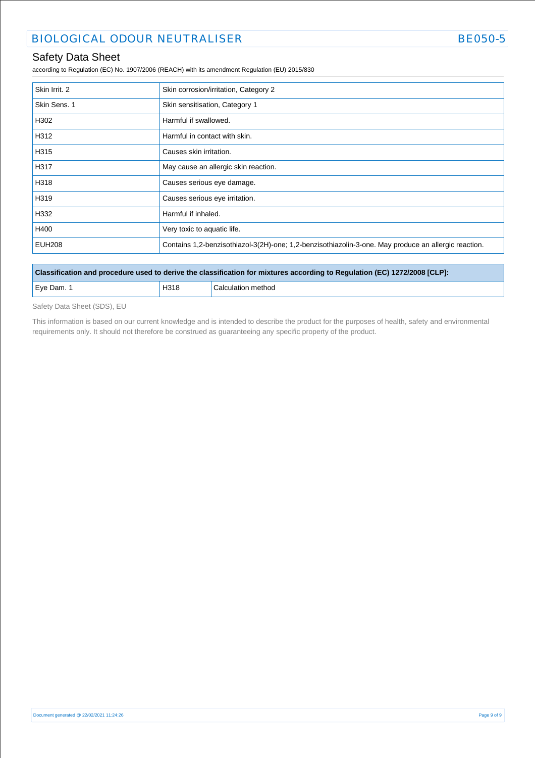| | |
|---|---|
| Skin Irrit. 2 | Skin corrosion/irritation, Category 2 |
| Skin Sens. 1 | Skin sensitisation, Category 1 |
| H302 | Harmful if swallowed. |
| H312 | Harmful in contact with skin. |
| H315 | Causes skin irritation. |
| H317 | May cause an allergic skin reaction. |
| H318 | Causes serious eye damage. |
| H319 | Causes serious eye irritation. |
| H332 | Harmful if inhaled. |
| H400 | Very toxic to aquatic life. |
| EUH208 | Contains 1,2-benzisothiazol-3(2H)-one; 1,2-benzisothiazolin-3-one. May produce an allergic reaction. |

| **Classification and procedure used to derive the classification for mixtures according to Regulation (EC) 1272/2008 [CLP]:** | | |
|---|---|---|
| Eye Dam. 1 | H318 | Calculation method |

Safety Data Sheet (SDS), EU

This information is based on our current knowledge and is intended to describe the product for the purposes of health, safety and environmental requirements only. It should not therefore be construed as guaranteeing any specific property of the product.